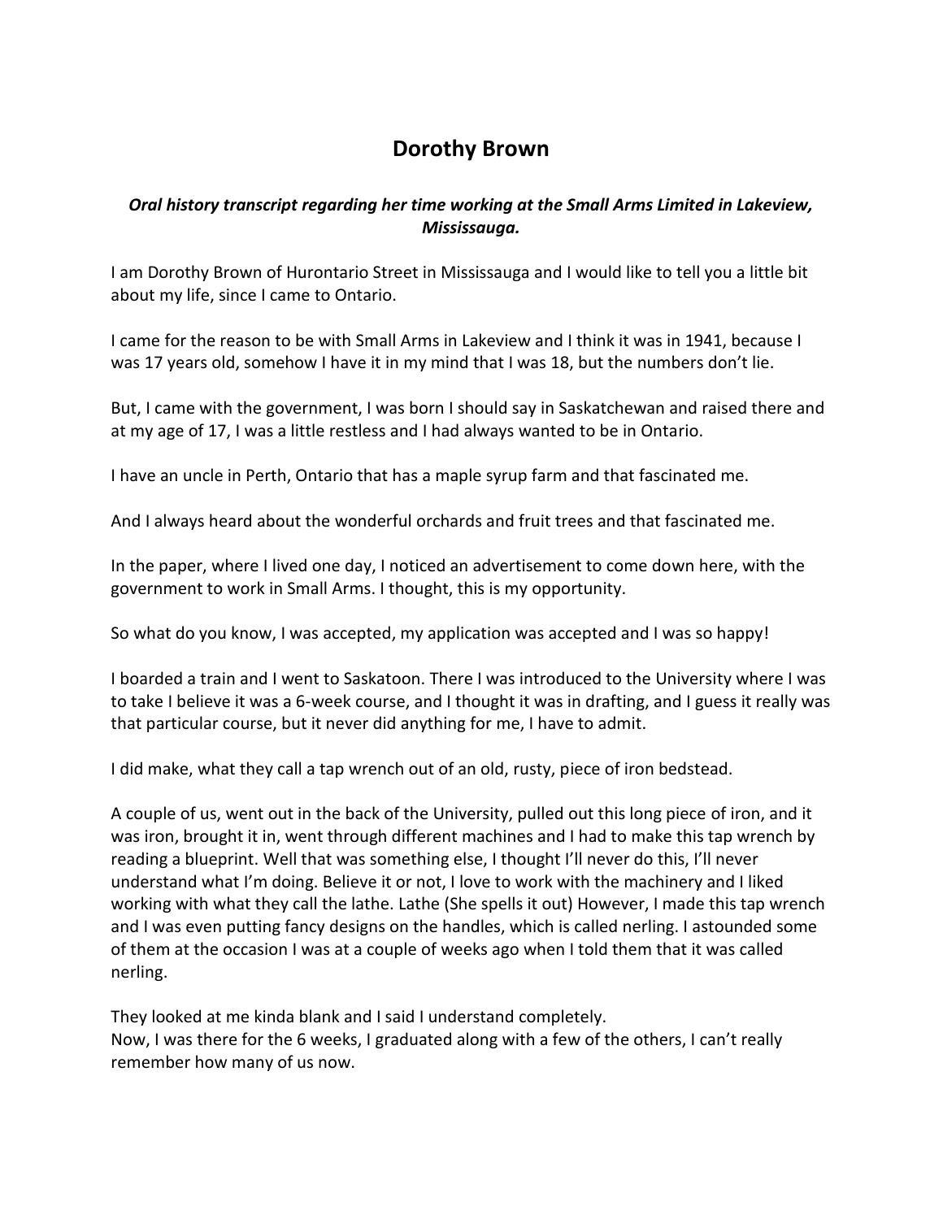# Dorothy Brown

***Oral history transcript regarding her time working at the Small Arms Limited in Lakeview, Mississauga.***

I am Dorothy Brown of Hurontario Street in Mississauga and I would like to tell you a little bit about my life, since I came to Ontario.

I came for the reason to be with Small Arms in Lakeview and I think it was in 1941, because I was 17 years old, somehow I have it in my mind that I was 18, but the numbers don't lie.

But, I came with the government, I was born I should say in Saskatchewan and raised there and at my age of 17, I was a little restless and I had always wanted to be in Ontario.

I have an uncle in Perth, Ontario that has a maple syrup farm and that fascinated me.

And I always heard about the wonderful orchards and fruit trees and that fascinated me.

In the paper, where I lived one day, I noticed an advertisement to come down here, with the government to work in Small Arms. I thought, this is my opportunity.

So what do you know, I was accepted, my application was accepted and I was so happy!

I boarded a train and I went to Saskatoon. There I was introduced to the University where I was to take I believe it was a 6-week course, and I thought it was in drafting, and I guess it really was that particular course, but it never did anything for me, I have to admit.

I did make, what they call a tap wrench out of an old, rusty, piece of iron bedstead.

A couple of us, went out in the back of the University, pulled out this long piece of iron, and it was iron, brought it in, went through different machines and I had to make this tap wrench by reading a blueprint. Well that was something else, I thought I'll never do this, I'll never understand what I'm doing. Believe it or not, I love to work with the machinery and I liked working with what they call the lathe. Lathe (She spells it out) However, I made this tap wrench and I was even putting fancy designs on the handles, which is called nerling. I astounded some of them at the occasion I was at a couple of weeks ago when I told them that it was called nerling.

They looked at me kinda blank and I said I understand completely.
Now, I was there for the 6 weeks, I graduated along with a few of the others, I can't really remember how many of us now.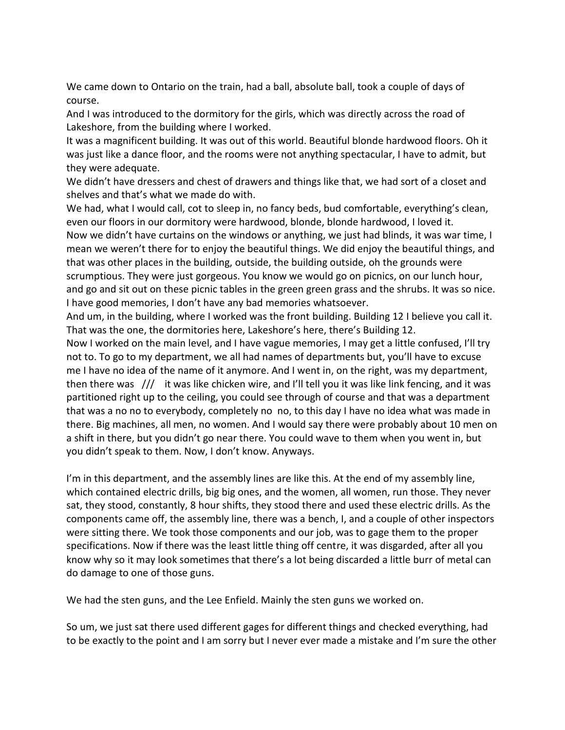We came down to Ontario on the train, had a ball, absolute ball, took a couple of days of course.

And I was introduced to the dormitory for the girls, which was directly across the road of Lakeshore, from the building where I worked.

It was a magnificent building. It was out of this world. Beautiful blonde hardwood floors. Oh it was just like a dance floor, and the rooms were not anything spectacular, I have to admit, but they were adequate.

We didn't have dressers and chest of drawers and things like that, we had sort of a closet and shelves and that's what we made do with.

We had, what I would call, cot to sleep in, no fancy beds, bud comfortable, everything's clean, even our floors in our dormitory were hardwood, blonde, blonde hardwood, I loved it.

Now we didn't have curtains on the windows or anything, we just had blinds, it was war time, I mean we weren't there for to enjoy the beautiful things. We did enjoy the beautiful things, and that was other places in the building, outside, the building outside, oh the grounds were scrumptious. They were just gorgeous. You know we would go on picnics, on our lunch hour, and go and sit out on these picnic tables in the green green grass and the shrubs. It was so nice. I have good memories, I don't have any bad memories whatsoever.

And um, in the building, where I worked was the front building. Building 12 I believe you call it. That was the one, the dormitories here, Lakeshore's here, there's Building 12.

Now I worked on the main level, and I have vague memories, I may get a little confused, I'll try not to. To go to my department, we all had names of departments but, you'll have to excuse me I have no idea of the name of it anymore. And I went in, on the right, was my department, then there was /// it was like chicken wire, and I'll tell you it was like link fencing, and it was partitioned right up to the ceiling, you could see through of course and that was a department that was a no no to everybody, completely no no, to this day I have no idea what was made in there. Big machines, all men, no women. And I would say there were probably about 10 men on a shift in there, but you didn't go near there. You could wave to them when you went in, but you didn't speak to them. Now, I don't know. Anyways.

I'm in this department, and the assembly lines are like this. At the end of my assembly line, which contained electric drills, big big ones, and the women, all women, run those. They never sat, they stood, constantly, 8 hour shifts, they stood there and used these electric drills. As the components came off, the assembly line, there was a bench, I, and a couple of other inspectors were sitting there. We took those components and our job, was to gage them to the proper specifications. Now if there was the least little thing off centre, it was disgarded, after all you know why so it may look sometimes that there's a lot being discarded a little burr of metal can do damage to one of those guns.

We had the sten guns, and the Lee Enfield. Mainly the sten guns we worked on.

So um, we just sat there used different gages for different things and checked everything, had to be exactly to the point and I am sorry but I never ever made a mistake and I'm sure the other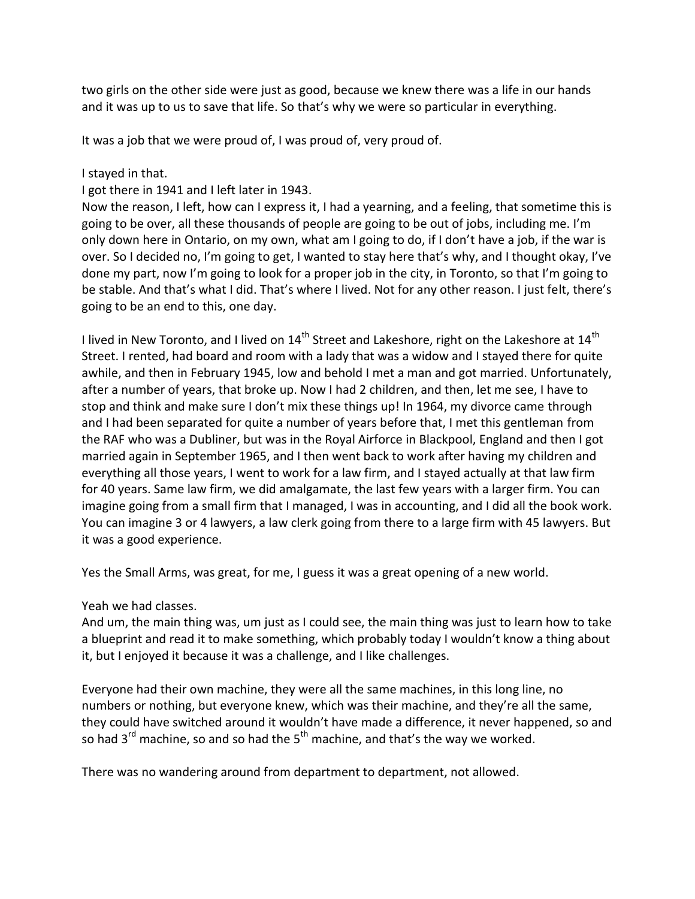two girls on the other side were just as good, because we knew there was a life in our hands and it was up to us to save that life. So that's why we were so particular in everything.

It was a job that we were proud of, I was proud of, very proud of.

I stayed in that.
I got there in 1941 and I left later in 1943.
Now the reason, I left, how can I express it, I had a yearning, and a feeling, that sometime this is going to be over, all these thousands of people are going to be out of jobs, including me. I'm only down here in Ontario, on my own, what am I going to do, if I don't have a job, if the war is over. So I decided no, I'm going to get, I wanted to stay here that's why, and I thought okay, I've done my part, now I'm going to look for a proper job in the city, in Toronto, so that I'm going to be stable. And that's what I did. That's where I lived. Not for any other reason. I just felt, there's going to be an end to this, one day.

I lived in New Toronto, and I lived on 14th Street and Lakeshore, right on the Lakeshore at 14th Street. I rented, had board and room with a lady that was a widow and I stayed there for quite awhile, and then in February 1945, low and behold I met a man and got married. Unfortunately, after a number of years, that broke up. Now I had 2 children, and then, let me see, I have to stop and think and make sure I don't mix these things up! In 1964, my divorce came through and I had been separated for quite a number of years before that, I met this gentleman from the RAF who was a Dubliner, but was in the Royal Airforce in Blackpool, England and then I got married again in September 1965, and I then went back to work after having my children and everything all those years, I went to work for a law firm, and I stayed actually at that law firm for 40 years. Same law firm, we did amalgamate, the last few years with a larger firm. You can imagine going from a small firm that I managed, I was in accounting, and I did all the book work. You can imagine 3 or 4 lawyers, a law clerk going from there to a large firm with 45 lawyers. But it was a good experience.

Yes the Small Arms, was great, for me, I guess it was a great opening of a new world.

Yeah we had classes.
And um, the main thing was, um just as I could see, the main thing was just to learn how to take a blueprint and read it to make something, which probably today I wouldn't know a thing about it, but I enjoyed it because it was a challenge, and I like challenges.

Everyone had their own machine, they were all the same machines, in this long line, no numbers or nothing, but everyone knew, which was their machine, and they're all the same, they could have switched around it wouldn't have made a difference, it never happened, so and so had 3rd machine, so and so had the 5th machine, and that's the way we worked.

There was no wandering around from department to department, not allowed.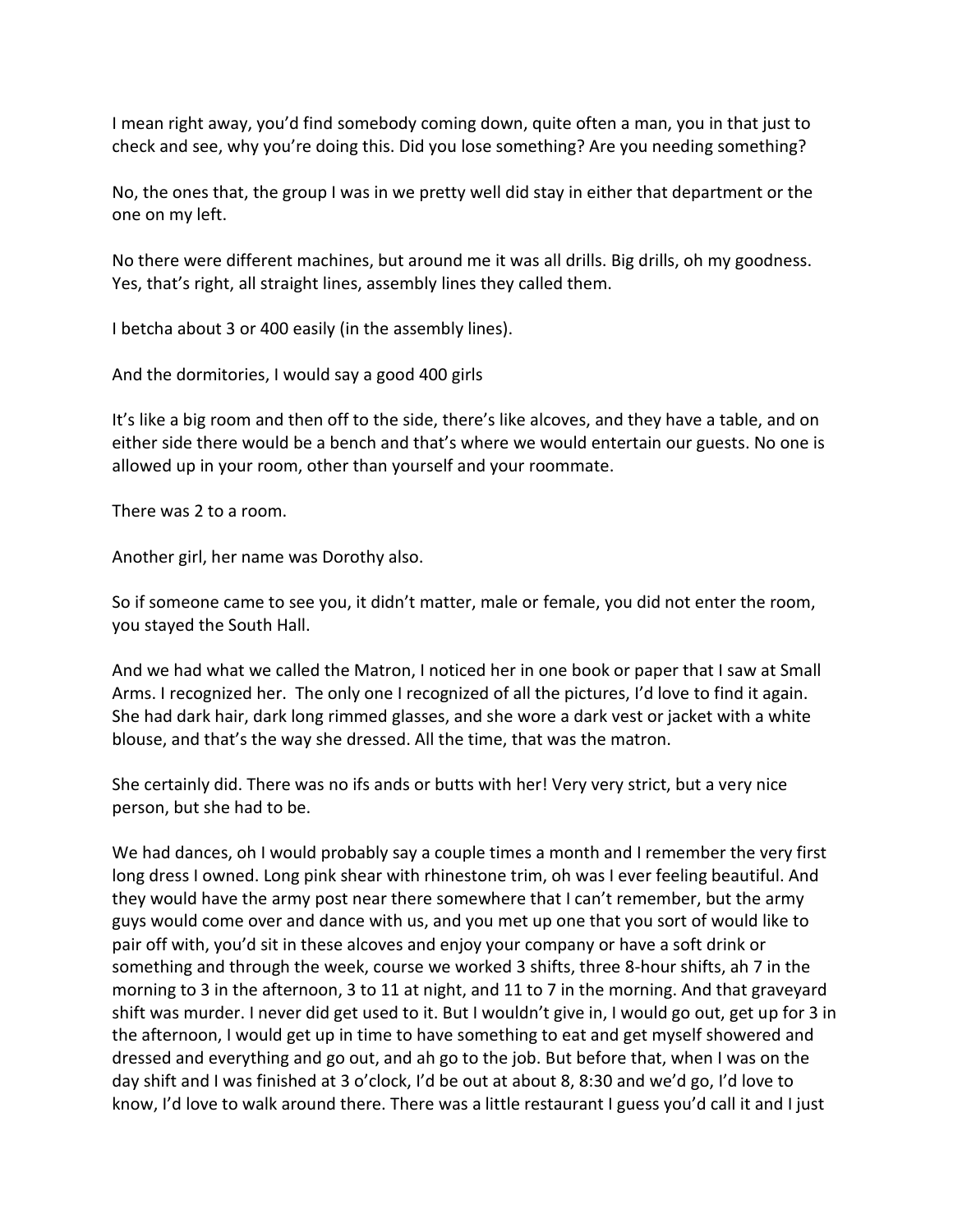I mean right away, you'd find somebody coming down, quite often a man, you in that just to check and see, why you're doing this. Did you lose something? Are you needing something?

No, the ones that, the group I was in we pretty well did stay in either that department or the one on my left.

No there were different machines, but around me it was all drills. Big drills, oh my goodness. Yes, that's right, all straight lines, assembly lines they called them.

I betcha about 3 or 400 easily (in the assembly lines).

And the dormitories, I would say a good 400 girls

It's like a big room and then off to the side, there's like alcoves, and they have a table, and on either side there would be a bench and that's where we would entertain our guests. No one is allowed up in your room, other than yourself and your roommate.

There was 2 to a room.

Another girl, her name was Dorothy also.

So if someone came to see you, it didn't matter, male or female, you did not enter the room, you stayed the South Hall.

And we had what we called the Matron, I noticed her in one book or paper that I saw at Small Arms. I recognized her. The only one I recognized of all the pictures, I'd love to find it again. She had dark hair, dark long rimmed glasses, and she wore a dark vest or jacket with a white blouse, and that's the way she dressed. All the time, that was the matron.

She certainly did. There was no ifs ands or butts with her! Very very strict, but a very nice person, but she had to be.

We had dances, oh I would probably say a couple times a month and I remember the very first long dress I owned. Long pink shear with rhinestone trim, oh was I ever feeling beautiful. And they would have the army post near there somewhere that I can't remember, but the army guys would come over and dance with us, and you met up one that you sort of would like to pair off with, you'd sit in these alcoves and enjoy your company or have a soft drink or something and through the week, course we worked 3 shifts, three 8-hour shifts, ah 7 in the morning to 3 in the afternoon, 3 to 11 at night, and 11 to 7 in the morning. And that graveyard shift was murder. I never did get used to it. But I wouldn't give in, I would go out, get up for 3 in the afternoon, I would get up in time to have something to eat and get myself showered and dressed and everything and go out, and ah go to the job. But before that, when I was on the day shift and I was finished at 3 o'clock, I'd be out at about 8, 8:30 and we'd go, I'd love to know, I'd love to walk around there. There was a little restaurant I guess you'd call it and I just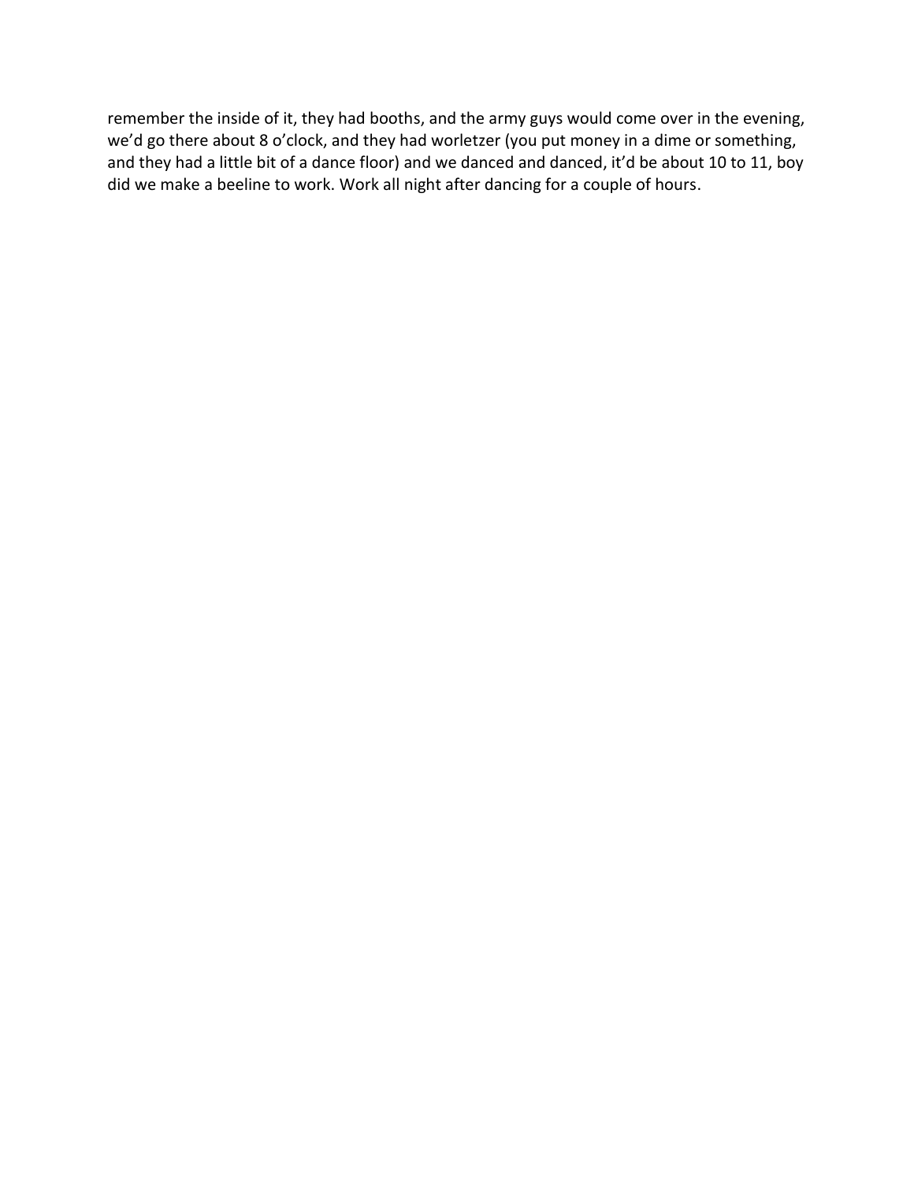remember the inside of it, they had booths, and the army guys would come over in the evening, we'd go there about 8 o'clock, and they had worletzer (you put money in a dime or something, and they had a little bit of a dance floor) and we danced and danced, it'd be about 10 to 11, boy did we make a beeline to work. Work all night after dancing for a couple of hours.